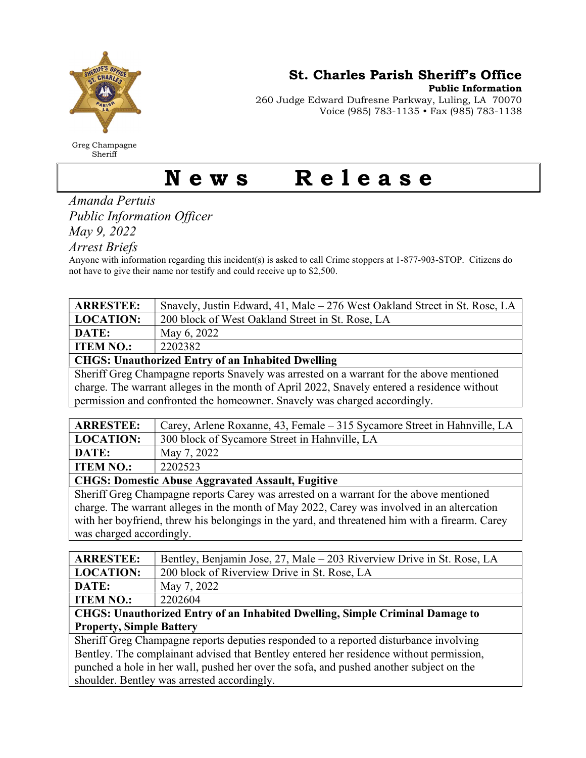# St. Charles Parish Sheriff's Office

**Public Information**

260 Judge Edward Dufresne Parkway, Luling, LA 70070
Voice (985) 783-1135 • Fax (985) 783-1138

Greg Champagne
Sheriff

# News Release

*Amanda Pertuis*
*Public Information Officer*
*May 9, 2022*
*Arrest Briefs*

Anyone with information regarding this incident(s) is asked to call Crime stoppers at 1-877-903-STOP. Citizens do not have to give their name nor testify and could receive up to $2,500.

| **ARRESTEE:** | Snavely, Justin Edward, 41, Male – 276 West Oakland Street in St. Rose, LA |
|---|---|
| **LOCATION:** | 200 block of West Oakland Street in St. Rose, LA |
| **DATE:** | May 6, 2022 |
| **ITEM NO.:** | 2202382 |
| **CHGS: Unauthorized Entry of an Inhabited Dwelling** | |
| Sheriff Greg Champagne reports Snavely was arrested on a warrant for the above mentioned charge. The warrant alleges in the month of April 2022, Snavely entered a residence without permission and confronted the homeowner. Snavely was charged accordingly. | |

| **ARRESTEE:** | Carey, Arlene Roxanne, 43, Female – 315 Sycamore Street in Hahnville, LA |
|---|---|
| **LOCATION:** | 300 block of Sycamore Street in Hahnville, LA |
| **DATE:** | May 7, 2022 |
| **ITEM NO.:** | 2202523 |
| **CHGS: Domestic Abuse Aggravated Assault, Fugitive** | |
| Sheriff Greg Champagne reports Carey was arrested on a warrant for the above mentioned charge. The warrant alleges in the month of May 2022, Carey was involved in an altercation with her boyfriend, threw his belongings in the yard, and threatened him with a firearm. Carey was charged accordingly. | |

| **ARRESTEE:** | Bentley, Benjamin Jose, 27, Male – 203 Riverview Drive in St. Rose, LA |
|---|---|
| **LOCATION:** | 200 block of Riverview Drive in St. Rose, LA |
| **DATE:** | May 7, 2022 |
| **ITEM NO.:** | 2202604 |
| **CHGS: Unauthorized Entry of an Inhabited Dwelling, Simple Criminal Damage to Property, Simple Battery** | |
| Sheriff Greg Champagne reports deputies responded to a reported disturbance involving Bentley. The complainant advised that Bentley entered her residence without permission, punched a hole in her wall, pushed her over the sofa, and pushed another subject on the shoulder. Bentley was arrested accordingly. | |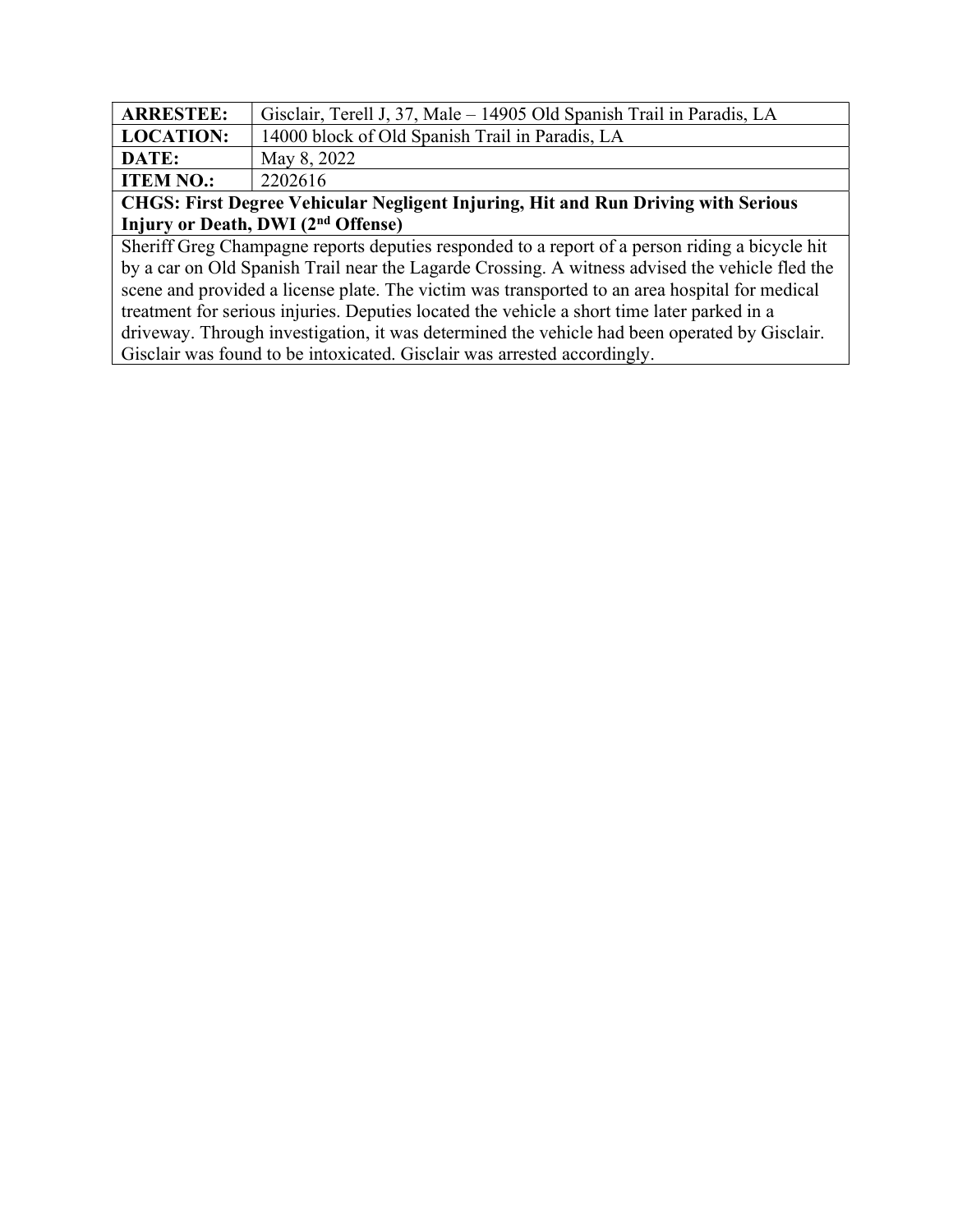| | |
|---|---|
| **ARRESTEE:** | Gisclair, Terell J, 37, Male – 14905 Old Spanish Trail in Paradis, LA |
| **LOCATION:** | 14000 block of Old Spanish Trail in Paradis, LA |
| **DATE:** | May 8, 2022 |
| **ITEM NO.:** | 2202616 |
| **CHGS: First Degree Vehicular Negligent Injuring, Hit and Run Driving with Serious Injury or Death, DWI (2nd Offense)** | |
| Sheriff Greg Champagne reports deputies responded to a report of a person riding a bicycle hit by a car on Old Spanish Trail near the Lagarde Crossing. A witness advised the vehicle fled the scene and provided a license plate. The victim was transported to an area hospital for medical treatment for serious injuries. Deputies located the vehicle a short time later parked in a driveway. Through investigation, it was determined the vehicle had been operated by Gisclair. Gisclair was found to be intoxicated. Gisclair was arrested accordingly. | |